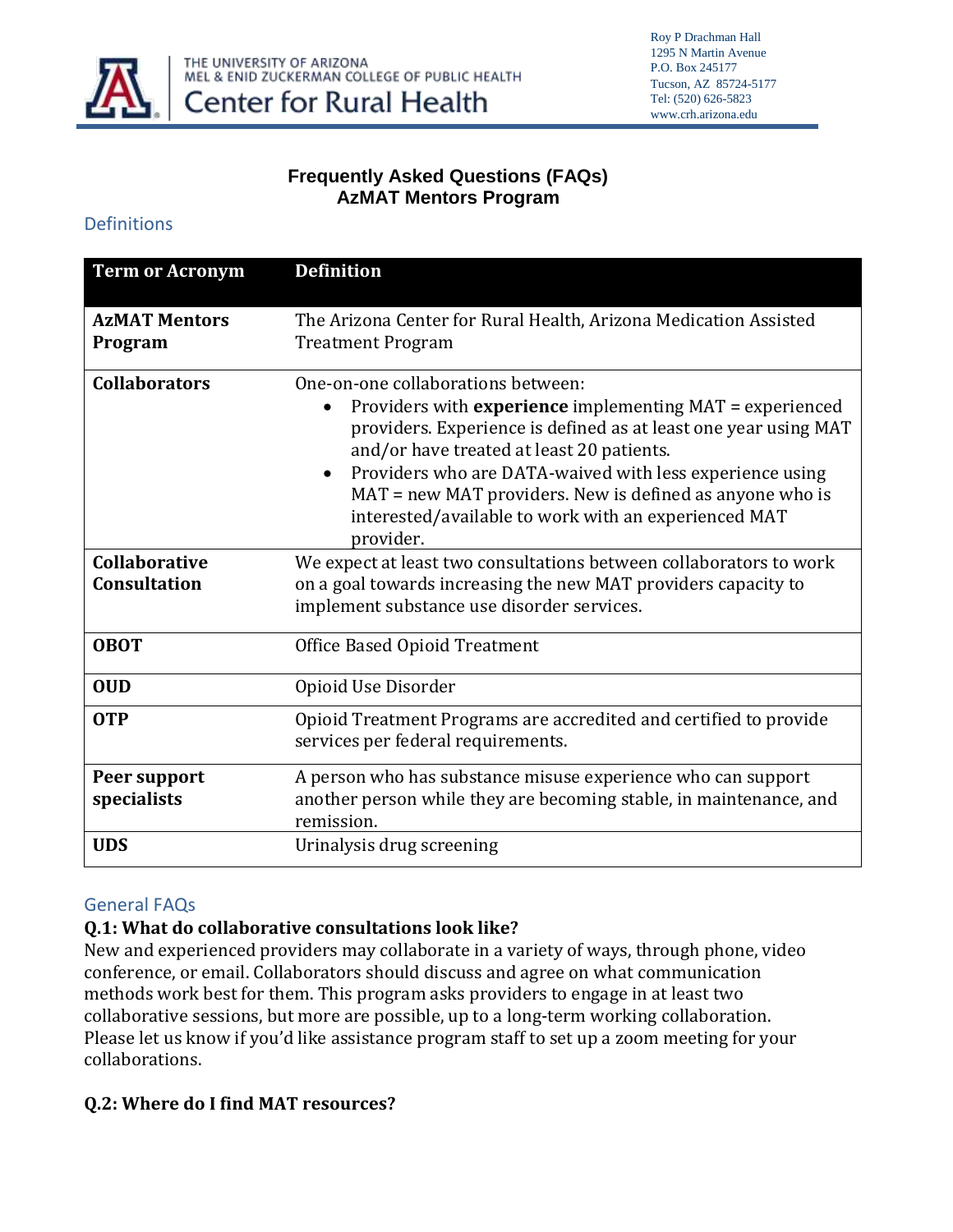THE UNIVERSITY OF ARIZONA
MEL & ENID ZUCKERMAN COLLEGE OF PUBLIC HEALTH
Center for Rural Health

Roy P Drachman Hall
1295 N Martin Avenue
P.O. Box 245177
Tucson, AZ 85724-5177
Tel: (520) 626-5823
www.crh.arizona.edu

# Frequently Asked Questions (FAQs)
# AzMAT Mentors Program

## Definitions

| Term or Acronym | Definition |
|---|---|
| **AzMAT Mentors Program** | The Arizona Center for Rural Health, Arizona Medication Assisted Treatment Program |
| **Collaborators** | One-on-one collaborations between:<br>• Providers with **experience** implementing MAT = experienced providers. Experience is defined as at least one year using MAT and/or have treated at least 20 patients.<br>• Providers who are DATA-waived with less experience using MAT = new MAT providers. New is defined as anyone who is interested/available to work with an experienced MAT provider. |
| **Collaborative Consultation** | We expect at least two consultations between collaborators to work on a goal towards increasing the new MAT providers capacity to implement substance use disorder services. |
| **OBOT** | Office Based Opioid Treatment |
| **OUD** | Opioid Use Disorder |
| **OTP** | Opioid Treatment Programs are accredited and certified to provide services per federal requirements. |
| **Peer support specialists** | A person who has substance misuse experience who can support another person while they are becoming stable, in maintenance, and remission. |
| **UDS** | Urinalysis drug screening |

## General FAQs

**Q.1: What do collaborative consultations look like?**

New and experienced providers may collaborate in a variety of ways, through phone, video conference, or email. Collaborators should discuss and agree on what communication methods work best for them. This program asks providers to engage in at least two collaborative sessions, but more are possible, up to a long-term working collaboration. Please let us know if you'd like assistance program staff to set up a zoom meeting for your collaborations.

**Q.2: Where do I find MAT resources?**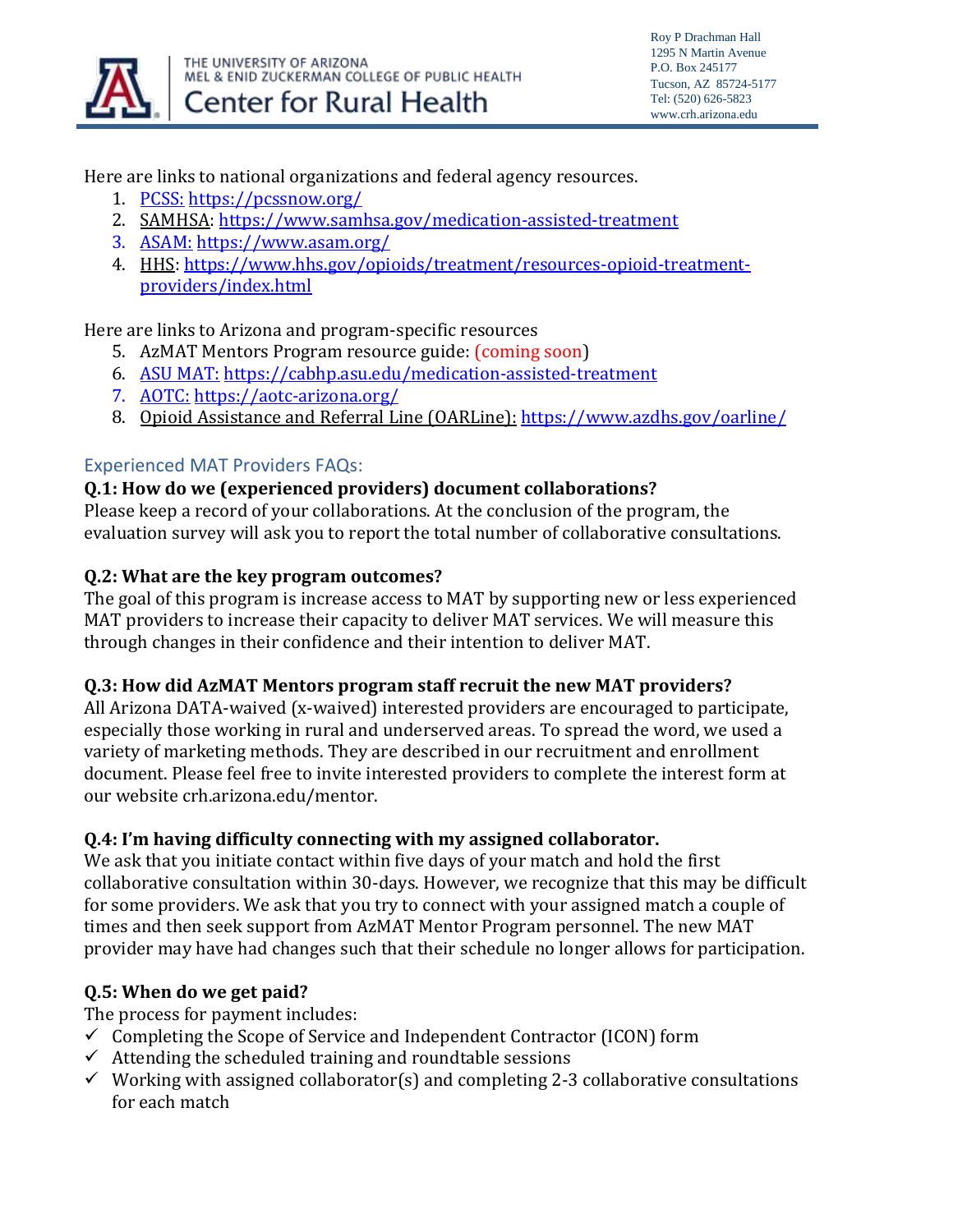Here are links to national organizations and federal agency resources.

1. PCSS: https://pcssnow.org/
2. SAMHSA: https://www.samhsa.gov/medication-assisted-treatment
3. ASAM: https://www.asam.org/
4. HHS: https://www.hhs.gov/opioids/treatment/resources-opioid-treatment-providers/index.html

Here are links to Arizona and program-specific resources

5. AzMAT Mentors Program resource guide: (coming soon)
6. ASU MAT: https://cabhp.asu.edu/medication-assisted-treatment
7. AOTC: https://aotc-arizona.org/
8. Opioid Assistance and Referral Line (OARLine): https://www.azdhs.gov/oarline/

## Experienced MAT Providers FAQs:

**Q.1: How do we (experienced providers) document collaborations?**

Please keep a record of your collaborations. At the conclusion of the program, the evaluation survey will ask you to report the total number of collaborative consultations.

**Q.2: What are the key program outcomes?**

The goal of this program is increase access to MAT by supporting new or less experienced MAT providers to increase their capacity to deliver MAT services. We will measure this through changes in their confidence and their intention to deliver MAT.

**Q.3: How did AzMAT Mentors program staff recruit the new MAT providers?**

All Arizona DATA-waived (x-waived) interested providers are encouraged to participate, especially those working in rural and underserved areas. To spread the word, we used a variety of marketing methods. They are described in our recruitment and enrollment document. Please feel free to invite interested providers to complete the interest form at our website crh.arizona.edu/mentor.

**Q.4: I'm having difficulty connecting with my assigned collaborator.**

We ask that you initiate contact within five days of your match and hold the first collaborative consultation within 30-days. However, we recognize that this may be difficult for some providers. We ask that you try to connect with your assigned match a couple of times and then seek support from AzMAT Mentor Program personnel. The new MAT provider may have had changes such that their schedule no longer allows for participation.

**Q.5: When do we get paid?**

The process for payment includes:

- ✓ Completing the Scope of Service and Independent Contractor (ICON) form
- ✓ Attending the scheduled training and roundtable sessions
- ✓ Working with assigned collaborator(s) and completing 2-3 collaborative consultations for each match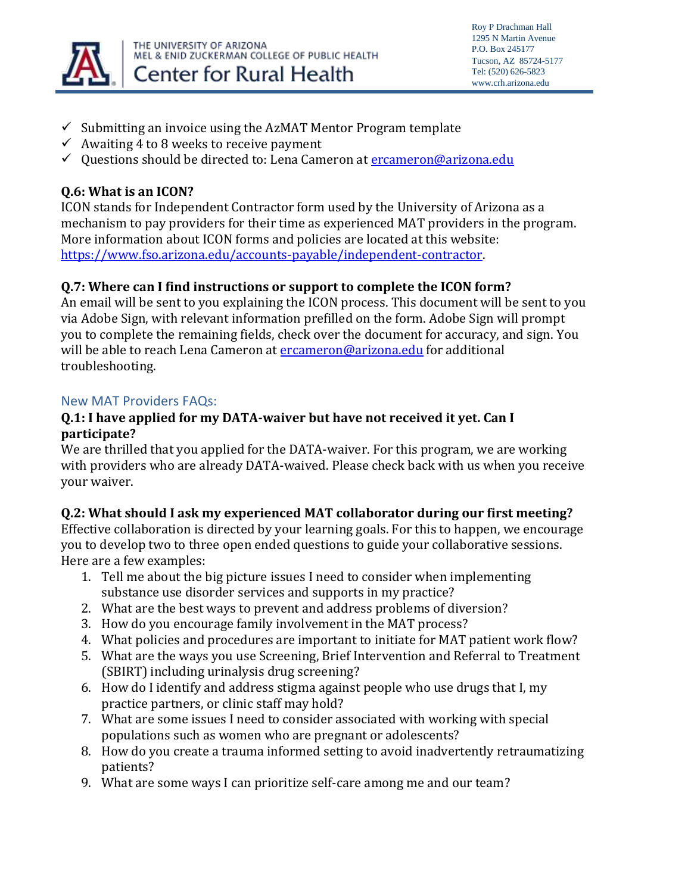- ✓ Submitting an invoice using the AzMAT Mentor Program template
- ✓ Awaiting 4 to 8 weeks to receive payment
- ✓ Questions should be directed to: Lena Cameron at [ercameron@arizona.edu](mailto:ercameron@arizona.edu)

**Q.6: What is an ICON?**

ICON stands for Independent Contractor form used by the University of Arizona as a mechanism to pay providers for their time as experienced MAT providers in the program. More information about ICON forms and policies are located at this website: [https://www.fso.arizona.edu/accounts-payable/independent-contractor](https://www.fso.arizona.edu/accounts-payable/independent-contractor).

**Q.7: Where can I find instructions or support to complete the ICON form?**

An email will be sent to you explaining the ICON process. This document will be sent to you via Adobe Sign, with relevant information prefilled on the form. Adobe Sign will prompt you to complete the remaining fields, check over the document for accuracy, and sign. You will be able to reach Lena Cameron at [ercameron@arizona.edu](mailto:ercameron@arizona.edu) for additional troubleshooting.

## New MAT Providers FAQs:

**Q.1: I have applied for my DATA-waiver but have not received it yet. Can I participate?**

We are thrilled that you applied for the DATA-waiver. For this program, we are working with providers who are already DATA-waived. Please check back with us when you receive your waiver.

**Q.2: What should I ask my experienced MAT collaborator during our first meeting?**

Effective collaboration is directed by your learning goals. For this to happen, we encourage you to develop two to three open ended questions to guide your collaborative sessions. Here are a few examples:

1. Tell me about the big picture issues I need to consider when implementing substance use disorder services and supports in my practice?
2. What are the best ways to prevent and address problems of diversion?
3. How do you encourage family involvement in the MAT process?
4. What policies and procedures are important to initiate for MAT patient work flow?
5. What are the ways you use Screening, Brief Intervention and Referral to Treatment (SBIRT) including urinalysis drug screening?
6. How do I identify and address stigma against people who use drugs that I, my practice partners, or clinic staff may hold?
7. What are some issues I need to consider associated with working with special populations such as women who are pregnant or adolescents?
8. How do you create a trauma informed setting to avoid inadvertently retraumatizing patients?
9. What are some ways I can prioritize self-care among me and our team?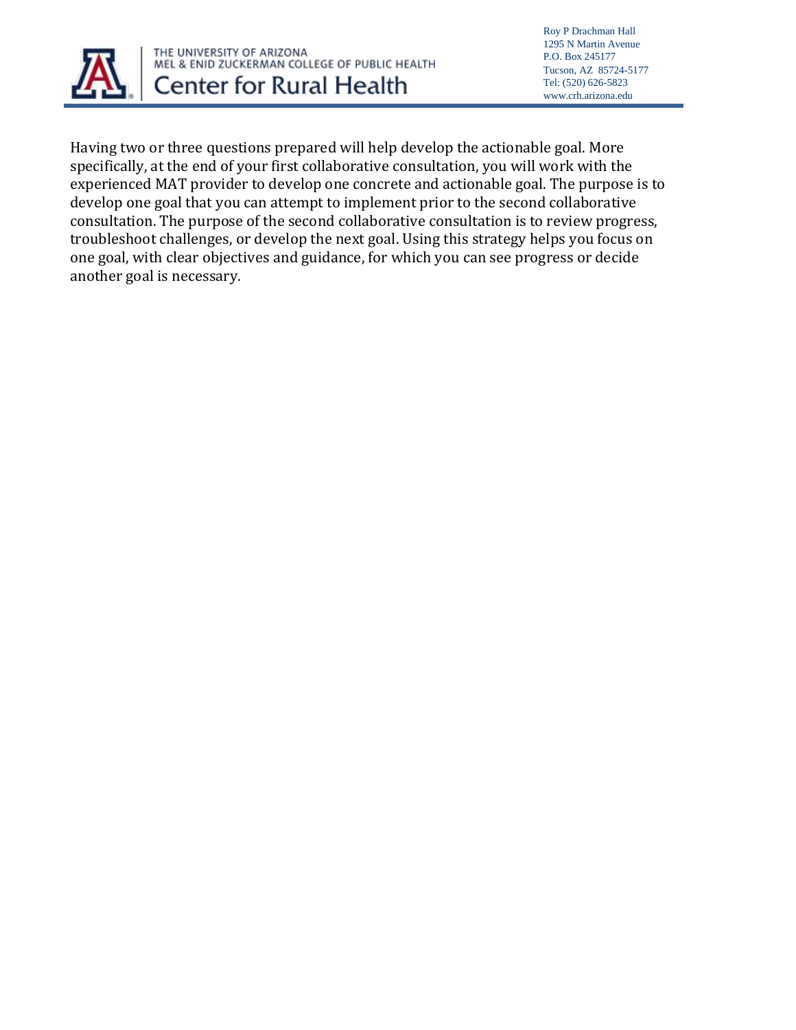Having two or three questions prepared will help develop the actionable goal. More specifically, at the end of your first collaborative consultation, you will work with the experienced MAT provider to develop one concrete and actionable goal. The purpose is to develop one goal that you can attempt to implement prior to the second collaborative consultation. The purpose of the second collaborative consultation is to review progress, troubleshoot challenges, or develop the next goal. Using this strategy helps you focus on one goal, with clear objectives and guidance, for which you can see progress or decide another goal is necessary.